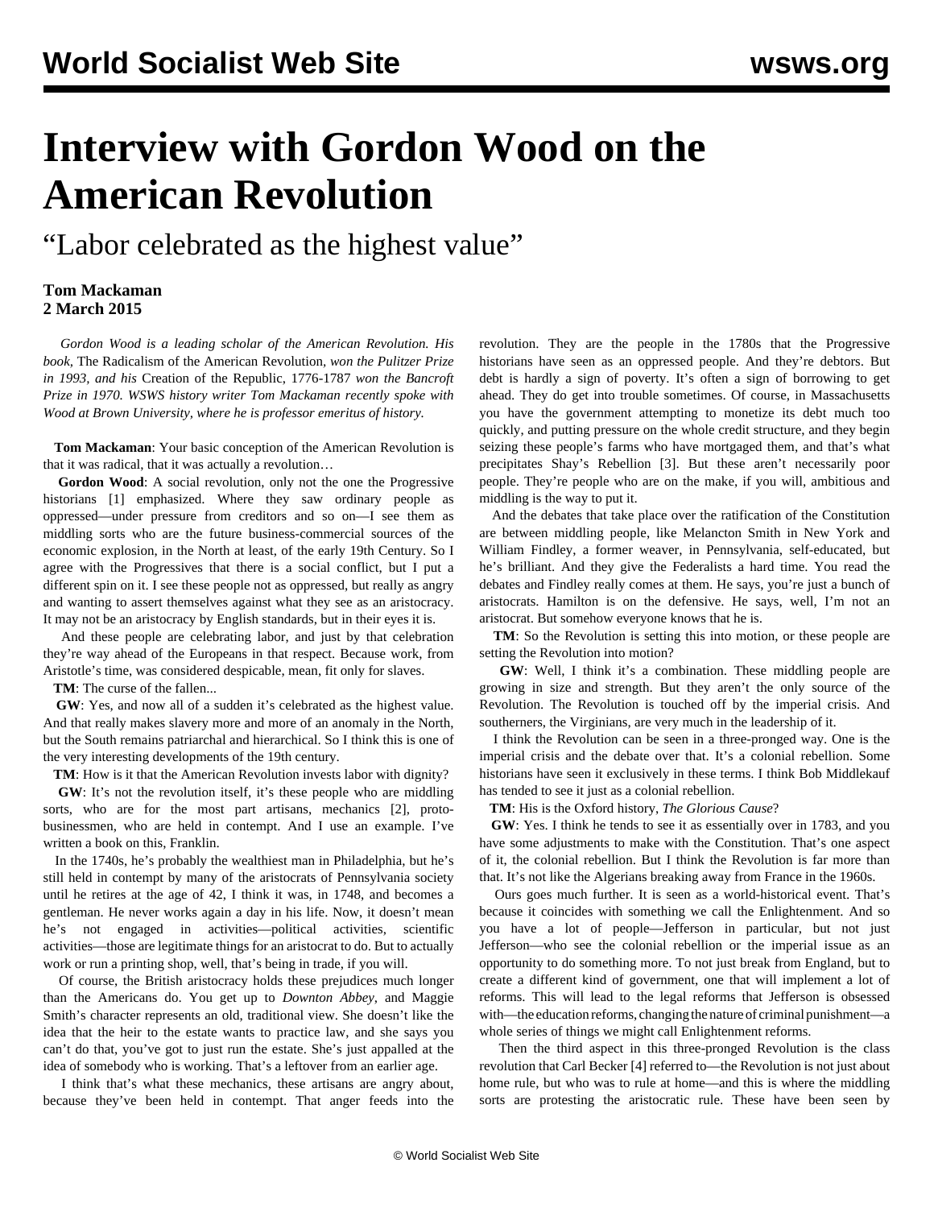# Interview with Gordon Wood on the American Revolution

## "Labor celebrated as the highest value"

**Tom Mackaman**
**2 March 2015**

*Gordon Wood is a leading scholar of the American Revolution. His book,* The Radicalism of the American Revolution, *won the Pulitzer Prize in 1993, and his* Creation of the Republic, 1776-1787 *won the Bancroft Prize in 1970. WSWS history writer Tom Mackaman recently spoke with Wood at Brown University, where he is professor emeritus of history.*

**Tom Mackaman**: Your basic conception of the American Revolution is that it was radical, that it was actually a revolution…

**Gordon Wood**: A social revolution, only not the one the Progressive historians [1] emphasized. Where they saw ordinary people as oppressed—under pressure from creditors and so on—I see them as middling sorts who are the future business-commercial sources of the economic explosion, in the North at least, of the early 19th Century. So I agree with the Progressives that there is a social conflict, but I put a different spin on it. I see these people not as oppressed, but really as angry and wanting to assert themselves against what they see as an aristocracy. It may not be an aristocracy by English standards, but in their eyes it is.

And these people are celebrating labor, and just by that celebration they're way ahead of the Europeans in that respect. Because work, from Aristotle's time, was considered despicable, mean, fit only for slaves.

**TM**: The curse of the fallen...

**GW**: Yes, and now all of a sudden it's celebrated as the highest value. And that really makes slavery more and more of an anomaly in the North, but the South remains patriarchal and hierarchical. So I think this is one of the very interesting developments of the 19th century.

**TM**: How is it that the American Revolution invests labor with dignity?

**GW**: It's not the revolution itself, it's these people who are middling sorts, who are for the most part artisans, mechanics [2], proto-businessmen, who are held in contempt. And I use an example. I've written a book on this, Franklin.

In the 1740s, he's probably the wealthiest man in Philadelphia, but he's still held in contempt by many of the aristocrats of Pennsylvania society until he retires at the age of 42, I think it was, in 1748, and becomes a gentleman. He never works again a day in his life. Now, it doesn't mean he's not engaged in activities—political activities, scientific activities—those are legitimate things for an aristocrat to do. But to actually work or run a printing shop, well, that's being in trade, if you will.

Of course, the British aristocracy holds these prejudices much longer than the Americans do. You get up to *Downton Abbey*, and Maggie Smith's character represents an old, traditional view. She doesn't like the idea that the heir to the estate wants to practice law, and she says you can't do that, you've got to just run the estate. She's just appalled at the idea of somebody who is working. That's a leftover from an earlier age.

I think that's what these mechanics, these artisans are angry about, because they've been held in contempt. That anger feeds into the revolution. They are the people in the 1780s that the Progressive historians have seen as an oppressed people. And they're debtors. But debt is hardly a sign of poverty. It's often a sign of borrowing to get ahead. They do get into trouble sometimes. Of course, in Massachusetts you have the government attempting to monetize its debt much too quickly, and putting pressure on the whole credit structure, and they begin seizing these people's farms who have mortgaged them, and that's what precipitates Shay's Rebellion [3]. But these aren't necessarily poor people. They're people who are on the make, if you will, ambitious and middling is the way to put it.

And the debates that take place over the ratification of the Constitution are between middling people, like Melancton Smith in New York and William Findley, a former weaver, in Pennsylvania, self-educated, but he's brilliant. And they give the Federalists a hard time. You read the debates and Findley really comes at them. He says, you're just a bunch of aristocrats. Hamilton is on the defensive. He says, well, I'm not an aristocrat. But somehow everyone knows that he is.

**TM**: So the Revolution is setting this into motion, or these people are setting the Revolution into motion?

**GW**: Well, I think it's a combination. These middling people are growing in size and strength. But they aren't the only source of the Revolution. The Revolution is touched off by the imperial crisis. And southerners, the Virginians, are very much in the leadership of it.

I think the Revolution can be seen in a three-pronged way. One is the imperial crisis and the debate over that. It's a colonial rebellion. Some historians have seen it exclusively in these terms. I think Bob Middlekauf has tended to see it just as a colonial rebellion.

**TM**: His is the Oxford history, *The Glorious Cause*?

**GW**: Yes. I think he tends to see it as essentially over in 1783, and you have some adjustments to make with the Constitution. That's one aspect of it, the colonial rebellion. But I think the Revolution is far more than that. It's not like the Algerians breaking away from France in the 1960s.

Ours goes much further. It is seen as a world-historical event. That's because it coincides with something we call the Enlightenment. And so you have a lot of people—Jefferson in particular, but not just Jefferson—who see the colonial rebellion or the imperial issue as an opportunity to do something more. To not just break from England, but to create a different kind of government, one that will implement a lot of reforms. This will lead to the legal reforms that Jefferson is obsessed with—the education reforms, changing the nature of criminal punishment—a whole series of things we might call Enlightenment reforms.

Then the third aspect in this three-pronged Revolution is the class revolution that Carl Becker [4] referred to—the Revolution is not just about home rule, but who was to rule at home—and this is where the middling sorts are protesting the aristocratic rule. These have been seen by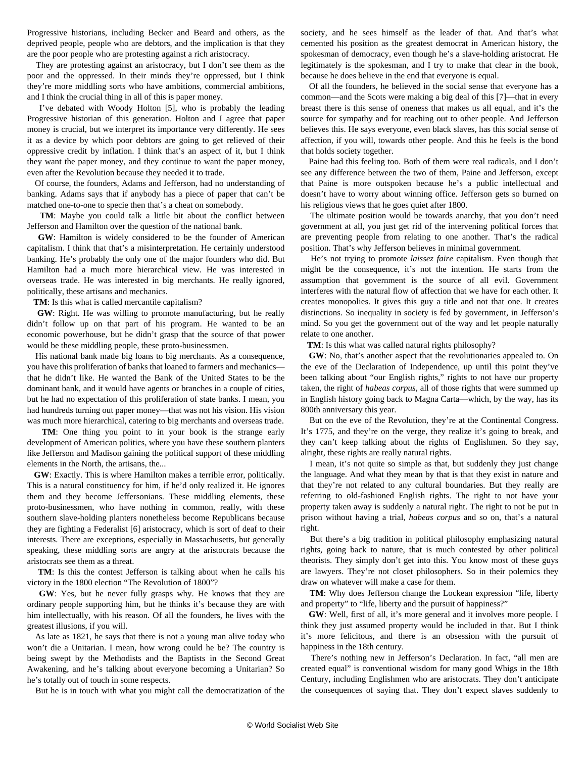Progressive historians, including Becker and Beard and others, as the deprived people, people who are debtors, and the implication is that they are the poor people who are protesting against a rich aristocracy.

They are protesting against an aristocracy, but I don't see them as the poor and the oppressed. In their minds they're oppressed, but I think they're more middling sorts who have ambitions, commercial ambitions, and I think the crucial thing in all of this is paper money.

I've debated with Woody Holton [5], who is probably the leading Progressive historian of this generation. Holton and I agree that paper money is crucial, but we interpret its importance very differently. He sees it as a device by which poor debtors are going to get relieved of their oppressive credit by inflation. I think that's an aspect of it, but I think they want the paper money, and they continue to want the paper money, even after the Revolution because they needed it to trade.

Of course, the founders, Adams and Jefferson, had no understanding of banking. Adams says that if anybody has a piece of paper that can't be matched one-to-one to specie then that's a cheat on somebody.

**TM**: Maybe you could talk a little bit about the conflict between Jefferson and Hamilton over the question of the national bank.

**GW**: Hamilton is widely considered to be the founder of American capitalism. I think that that's a misinterpretation. He certainly understood banking. He's probably the only one of the major founders who did. But Hamilton had a much more hierarchical view. He was interested in overseas trade. He was interested in big merchants. He really ignored, politically, these artisans and mechanics.

**TM**: Is this what is called mercantile capitalism?

**GW**: Right. He was willing to promote manufacturing, but he really didn't follow up on that part of his program. He wanted to be an economic powerhouse, but he didn't grasp that the source of that power would be these middling people, these proto-businessmen.

His national bank made big loans to big merchants. As a consequence, you have this proliferation of banks that loaned to farmers and mechanics—that he didn't like. He wanted the Bank of the United States to be the dominant bank, and it would have agents or branches in a couple of cities, but he had no expectation of this proliferation of state banks. I mean, you had hundreds turning out paper money—that was not his vision. His vision was much more hierarchical, catering to big merchants and overseas trade.

**TM**: One thing you point to in your book is the strange early development of American politics, where you have these southern planters like Jefferson and Madison gaining the political support of these middling elements in the North, the artisans, the...

**GW**: Exactly. This is where Hamilton makes a terrible error, politically. This is a natural constituency for him, if he'd only realized it. He ignores them and they become Jeffersonians. These middling elements, these proto-businessmen, who have nothing in common, really, with these southern slave-holding planters nonetheless become Republicans because they are fighting a Federalist [6] aristocracy, which is sort of deaf to their interests. There are exceptions, especially in Massachusetts, but generally speaking, these middling sorts are angry at the aristocrats because the aristocrats see them as a threat.

**TM**: Is this the contest Jefferson is talking about when he calls his victory in the 1800 election "The Revolution of 1800"?

**GW**: Yes, but he never fully grasps why. He knows that they are ordinary people supporting him, but he thinks it's because they are with him intellectually, with his reason. Of all the founders, he lives with the greatest illusions, if you will.

As late as 1821, he says that there is not a young man alive today who won't die a Unitarian. I mean, how wrong could he be? The country is being swept by the Methodists and the Baptists in the Second Great Awakening, and he's talking about everyone becoming a Unitarian? So he's totally out of touch in some respects.

But he is in touch with what you might call the democratization of the society, and he sees himself as the leader of that. And that's what cemented his position as the greatest democrat in American history, the spokesman of democracy, even though he's a slave-holding aristocrat. He legitimately is the spokesman, and I try to make that clear in the book, because he does believe in the end that everyone is equal.

Of all the founders, he believed in the social sense that everyone has a common—and the Scots were making a big deal of this [7]—that in every breast there is this sense of oneness that makes us all equal, and it's the source for sympathy and for reaching out to other people. And Jefferson believes this. He says everyone, even black slaves, has this social sense of affection, if you will, towards other people. And this he feels is the bond that holds society together.

Paine had this feeling too. Both of them were real radicals, and I don't see any difference between the two of them, Paine and Jefferson, except that Paine is more outspoken because he's a public intellectual and doesn't have to worry about winning office. Jefferson gets so burned on his religious views that he goes quiet after 1800.

The ultimate position would be towards anarchy, that you don't need government at all, you just get rid of the intervening political forces that are preventing people from relating to one another. That's the radical position. That's why Jefferson believes in minimal government.

He's not trying to promote *laissez faire* capitalism. Even though that might be the consequence, it's not the intention. He starts from the assumption that government is the source of all evil. Government interferes with the natural flow of affection that we have for each other. It creates monopolies. It gives this guy a title and not that one. It creates distinctions. So inequality in society is fed by government, in Jefferson's mind. So you get the government out of the way and let people naturally relate to one another.

**TM**: Is this what was called natural rights philosophy?

**GW**: No, that's another aspect that the revolutionaries appealed to. On the eve of the Declaration of Independence, up until this point they've been talking about "our English rights," rights to not have our property taken, the right of *habeas corpus*, all of those rights that were summed up in English history going back to Magna Carta—which, by the way, has its 800th anniversary this year.

But on the eve of the Revolution, they're at the Continental Congress. It's 1775, and they're on the verge, they realize it's going to break, and they can't keep talking about the rights of Englishmen. So they say, alright, these rights are really natural rights.

I mean, it's not quite so simple as that, but suddenly they just change the language. And what they mean by that is that they exist in nature and that they're not related to any cultural boundaries. But they really are referring to old-fashioned English rights. The right to not have your property taken away is suddenly a natural right. The right to not be put in prison without having a trial, *habeas corpus* and so on, that's a natural right.

But there's a big tradition in political philosophy emphasizing natural rights, going back to nature, that is much contested by other political theorists. They simply don't get into this. You know most of these guys are lawyers. They're not closet philosophers. So in their polemics they draw on whatever will make a case for them.

**TM**: Why does Jefferson change the Lockean expression "life, liberty and property" to "life, liberty and the pursuit of happiness?"

**GW**: Well, first of all, it's more general and it involves more people. I think they just assumed property would be included in that. But I think it's more felicitous, and there is an obsession with the pursuit of happiness in the 18th century.

There's nothing new in Jefferson's Declaration. In fact, "all men are created equal" is conventional wisdom for many good Whigs in the 18th Century, including Englishmen who are aristocrats. They don't anticipate the consequences of saying that. They don't expect slaves suddenly to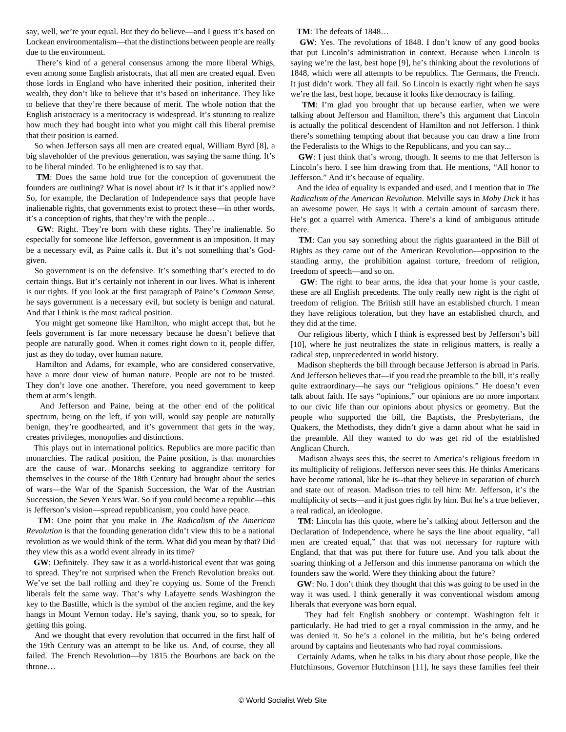say, well, we're your equal. But they do believe—and I guess it's based on Lockean environmentalism—that the distinctions between people are really due to the environment.

There's kind of a general consensus among the more liberal Whigs, even among some English aristocrats, that all men are created equal. Even those lords in England who have inherited their position, inherited their wealth, they don't like to believe that it's based on inheritance. They like to believe that they're there because of merit. The whole notion that the English aristocracy is a meritocracy is widespread. It's stunning to realize how much they had bought into what you might call this liberal premise that their position is earned.

So when Jefferson says all men are created equal, William Byrd [8], a big slaveholder of the previous generation, was saying the same thing. It's to be liberal minded. To be enlightened is to say that.

**TM**: Does the same hold true for the conception of government the founders are outlining? What is novel about it? Is it that it's applied now? So, for example, the Declaration of Independence says that people have inalienable rights, that governments exist to protect these—in other words, it's a conception of rights, that they're with the people…

**GW**: Right. They're born with these rights. They're inalienable. So especially for someone like Jefferson, government is an imposition. It may be a necessary evil, as Paine calls it. But it's not something that's God-given.

So government is on the defensive. It's something that's erected to do certain things. But it's certainly not inherent in our lives. What is inherent is our rights. If you look at the first paragraph of Paine's *Common Sense*, he says government is a necessary evil, but society is benign and natural. And that I think is the most radical position.

You might get someone like Hamilton, who might accept that, but he feels government is far more necessary because he doesn't believe that people are naturally good. When it comes right down to it, people differ, just as they do today, over human nature.

Hamilton and Adams, for example, who are considered conservative, have a more dour view of human nature. People are not to be trusted. They don't love one another. Therefore, you need government to keep them at arm's length.

And Jefferson and Paine, being at the other end of the political spectrum, being on the left, if you will, would say people are naturally benign, they're goodhearted, and it's government that gets in the way, creates privileges, monopolies and distinctions.

This plays out in international politics. Republics are more pacific than monarchies. The radical position, the Paine position, is that monarchies are the cause of war. Monarchs seeking to aggrandize territory for themselves in the course of the 18th Century had brought about the series of wars—the War of the Spanish Succession, the War of the Austrian Succession, the Seven Years War. So if you could become a republic—this is Jefferson's vision—spread republicanism, you could have peace.

**TM**: One point that you make in *The Radicalism of the American Revolution* is that the founding generation didn't view this to be a national revolution as we would think of the term. What did you mean by that? Did they view this as a world event already in its time?

**GW**: Definitely. They saw it as a world-historical event that was going to spread. They're not surprised when the French Revolution breaks out. We've set the ball rolling and they're copying us. Some of the French liberals felt the same way. That's why Lafayette sends Washington the key to the Bastille, which is the symbol of the ancien regime, and the key hangs in Mount Vernon today. He's saying, thank you, so to speak, for getting this going.

And we thought that every revolution that occurred in the first half of the 19th Century was an attempt to be like us. And, of course, they all failed. The French Revolution—by 1815 the Bourbons are back on the throne…

**TM**: The defeats of 1848…

**GW**: Yes. The revolutions of 1848. I don't know of any good books that put Lincoln's administration in context. Because when Lincoln is saying we're the last, best hope [9], he's thinking about the revolutions of 1848, which were all attempts to be republics. The Germans, the French. It just didn't work. They all fail. So Lincoln is exactly right when he says we're the last, best hope, because it looks like democracy is failing.

**TM**: I'm glad you brought that up because earlier, when we were talking about Jefferson and Hamilton, there's this argument that Lincoln is actually the political descendent of Hamilton and not Jefferson. I think there's something tempting about that because you can draw a line from the Federalists to the Whigs to the Republicans, and you can say...

**GW**: I just think that's wrong, though. It seems to me that Jefferson is Lincoln's hero. I see him drawing from that. He mentions, "All honor to Jefferson." And it's because of equality.

And the idea of equality is expanded and used, and I mention that in *The Radicalism of the American Revolution*. Melville says in *Moby Dick* it has an awesome power. He says it with a certain amount of sarcasm there. He's got a quarrel with America. There's a kind of ambiguous attitude there.

**TM**: Can you say something about the rights guaranteed in the Bill of Rights as they came out of the American Revolution—opposition to the standing army, the prohibition against torture, freedom of religion, freedom of speech—and so on.

**GW**: The right to bear arms, the idea that your home is your castle, these are all English precedents. The only really new right is the right of freedom of religion. The British still have an established church. I mean they have religious toleration, but they have an established church, and they did at the time.

Our religious liberty, which I think is expressed best by Jefferson's bill [10], where he just neutralizes the state in religious matters, is really a radical step, unprecedented in world history.

Madison shepherds the bill through because Jefferson is abroad in Paris. And Jefferson believes that—if you read the preamble to the bill, it's really quite extraordinary—he says our "religious opinions." He doesn't even talk about faith. He says "opinions," our opinions are no more important to our civic life than our opinions about physics or geometry. But the people who supported the bill, the Baptists, the Presbyterians, the Quakers, the Methodists, they didn't give a damn about what he said in the preamble. All they wanted to do was get rid of the established Anglican Church.

Madison always sees this, the secret to America's religious freedom in its multiplicity of religions. Jefferson never sees this. He thinks Americans have become rational, like he is--that they believe in separation of church and state out of reason. Madison tries to tell him: Mr. Jefferson, it's the multiplicity of sects—and it just goes right by him. But he's a true believer, a real radical, an ideologue.

**TM**: Lincoln has this quote, where he's talking about Jefferson and the Declaration of Independence, where he says the line about equality, "all men are created equal," that that was not necessary for rupture with England, that that was put there for future use. And you talk about the soaring thinking of a Jefferson and this immense panorama on which the founders saw the world. Were they thinking about the future?

**GW**: No. I don't think they thought that this was going to be used in the way it was used. I think generally it was conventional wisdom among liberals that everyone was born equal.

They had felt English snobbery or contempt. Washington felt it particularly. He had tried to get a royal commission in the army, and he was denied it. So he's a colonel in the militia, but he's being ordered around by captains and lieutenants who had royal commissions.

Certainly Adams, when he talks in his diary about those people, like the Hutchinsons, Governor Hutchinson [11], he says these families feel their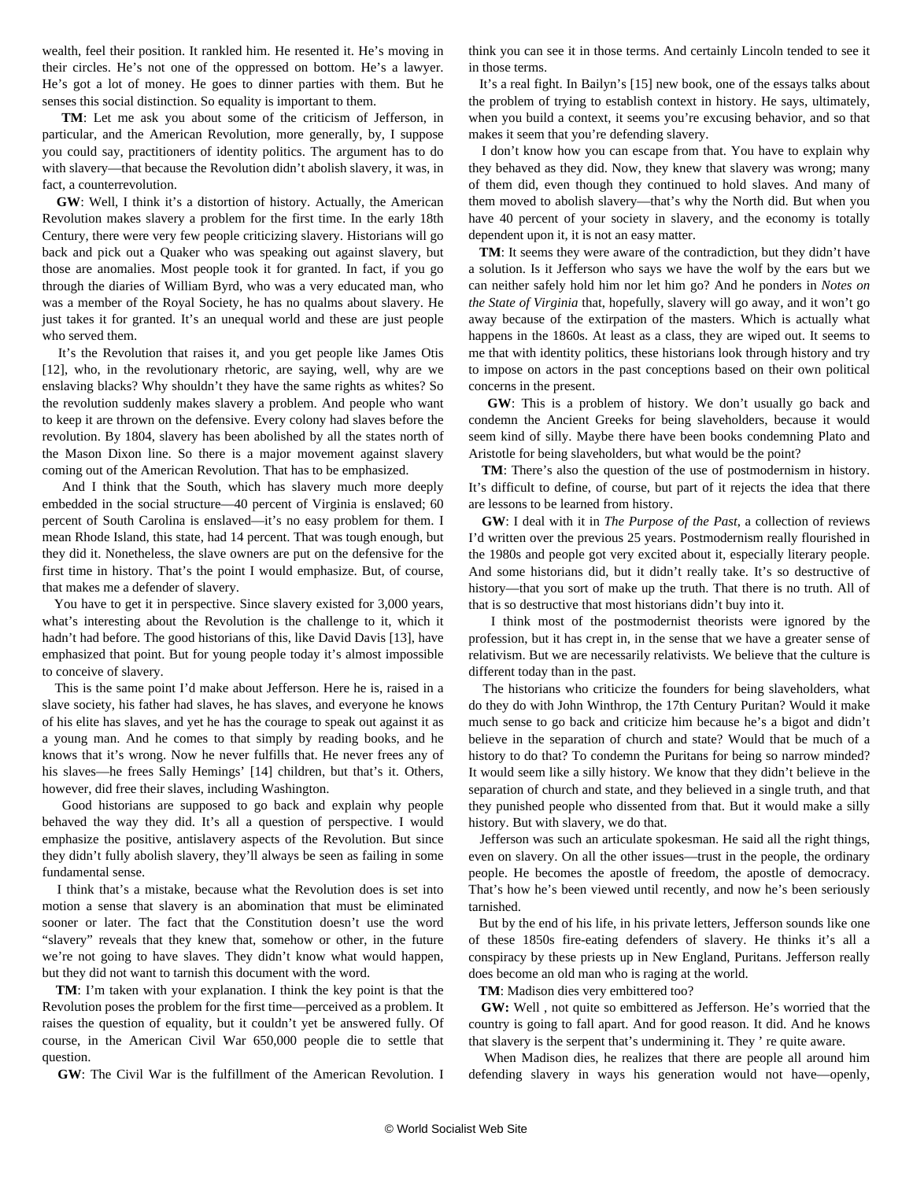wealth, feel their position. It rankled him. He resented it. He's moving in their circles. He's not one of the oppressed on bottom. He's a lawyer. He's got a lot of money. He goes to dinner parties with them. But he senses this social distinction. So equality is important to them.

**TM**: Let me ask you about some of the criticism of Jefferson, in particular, and the American Revolution, more generally, by, I suppose you could say, practitioners of identity politics. The argument has to do with slavery—that because the Revolution didn't abolish slavery, it was, in fact, a counterrevolution.

**GW**: Well, I think it's a distortion of history. Actually, the American Revolution makes slavery a problem for the first time. In the early 18th Century, there were very few people criticizing slavery. Historians will go back and pick out a Quaker who was speaking out against slavery, but those are anomalies. Most people took it for granted. In fact, if you go through the diaries of William Byrd, who was a very educated man, who was a member of the Royal Society, he has no qualms about slavery. He just takes it for granted. It's an unequal world and these are just people who served them.

It's the Revolution that raises it, and you get people like James Otis [12], who, in the revolutionary rhetoric, are saying, well, why are we enslaving blacks? Why shouldn't they have the same rights as whites? So the revolution suddenly makes slavery a problem. And people who want to keep it are thrown on the defensive. Every colony had slaves before the revolution. By 1804, slavery has been abolished by all the states north of the Mason Dixon line. So there is a major movement against slavery coming out of the American Revolution. That has to be emphasized.

And I think that the South, which has slavery much more deeply embedded in the social structure—40 percent of Virginia is enslaved; 60 percent of South Carolina is enslaved—it's no easy problem for them. I mean Rhode Island, this state, had 14 percent. That was tough enough, but they did it. Nonetheless, the slave owners are put on the defensive for the first time in history. That's the point I would emphasize. But, of course, that makes me a defender of slavery.

You have to get it in perspective. Since slavery existed for 3,000 years, what's interesting about the Revolution is the challenge to it, which it hadn't had before. The good historians of this, like David Davis [13], have emphasized that point. But for young people today it's almost impossible to conceive of slavery.

This is the same point I'd make about Jefferson. Here he is, raised in a slave society, his father had slaves, he has slaves, and everyone he knows of his elite has slaves, and yet he has the courage to speak out against it as a young man. And he comes to that simply by reading books, and he knows that it's wrong. Now he never fulfills that. He never frees any of his slaves—he frees Sally Hemings' [14] children, but that's it. Others, however, did free their slaves, including Washington.

Good historians are supposed to go back and explain why people behaved the way they did. It's all a question of perspective. I would emphasize the positive, antislavery aspects of the Revolution. But since they didn't fully abolish slavery, they'll always be seen as failing in some fundamental sense.

I think that's a mistake, because what the Revolution does is set into motion a sense that slavery is an abomination that must be eliminated sooner or later. The fact that the Constitution doesn't use the word "slavery" reveals that they knew that, somehow or other, in the future we're not going to have slaves. They didn't know what would happen, but they did not want to tarnish this document with the word.

**TM**: I'm taken with your explanation. I think the key point is that the Revolution poses the problem for the first time—perceived as a problem. It raises the question of equality, but it couldn't yet be answered fully. Of course, in the American Civil War 650,000 people die to settle that question.

**GW**: The Civil War is the fulfillment of the American Revolution. I think you can see it in those terms. And certainly Lincoln tended to see it in those terms.

It's a real fight. In Bailyn's [15] new book, one of the essays talks about the problem of trying to establish context in history. He says, ultimately, when you build a context, it seems you're excusing behavior, and so that makes it seem that you're defending slavery.

I don't know how you can escape from that. You have to explain why they behaved as they did. Now, they knew that slavery was wrong; many of them did, even though they continued to hold slaves. And many of them moved to abolish slavery—that's why the North did. But when you have 40 percent of your society in slavery, and the economy is totally dependent upon it, it is not an easy matter.

**TM**: It seems they were aware of the contradiction, but they didn't have a solution. Is it Jefferson who says we have the wolf by the ears but we can neither safely hold him nor let him go? And he ponders in *Notes on the State of Virginia* that, hopefully, slavery will go away, and it won't go away because of the extirpation of the masters. Which is actually what happens in the 1860s. At least as a class, they are wiped out. It seems to me that with identity politics, these historians look through history and try to impose on actors in the past conceptions based on their own political concerns in the present.

**GW**: This is a problem of history. We don't usually go back and condemn the Ancient Greeks for being slaveholders, because it would seem kind of silly. Maybe there have been books condemning Plato and Aristotle for being slaveholders, but what would be the point?

**TM**: There's also the question of the use of postmodernism in history. It's difficult to define, of course, but part of it rejects the idea that there are lessons to be learned from history.

**GW**: I deal with it in *The Purpose of the Past*, a collection of reviews I'd written over the previous 25 years. Postmodernism really flourished in the 1980s and people got very excited about it, especially literary people. And some historians did, but it didn't really take. It's so destructive of history—that you sort of make up the truth. That there is no truth. All of that is so destructive that most historians didn't buy into it.

I think most of the postmodernist theorists were ignored by the profession, but it has crept in, in the sense that we have a greater sense of relativism. But we are necessarily relativists. We believe that the culture is different today than in the past.

The historians who criticize the founders for being slaveholders, what do they do with John Winthrop, the 17th Century Puritan? Would it make much sense to go back and criticize him because he's a bigot and didn't believe in the separation of church and state? Would that be much of a history to do that? To condemn the Puritans for being so narrow minded? It would seem like a silly history. We know that they didn't believe in the separation of church and state, and they believed in a single truth, and that they punished people who dissented from that. But it would make a silly history. But with slavery, we do that.

Jefferson was such an articulate spokesman. He said all the right things, even on slavery. On all the other issues—trust in the people, the ordinary people. He becomes the apostle of freedom, the apostle of democracy. That's how he's been viewed until recently, and now he's been seriously tarnished.

But by the end of his life, in his private letters, Jefferson sounds like one of these 1850s fire-eating defenders of slavery. He thinks it's all a conspiracy by these priests up in New England, Puritans. Jefferson really does become an old man who is raging at the world.

**TM**: Madison dies very embittered too?

**GW:** Well , not quite so embittered as Jefferson. He's worried that the country is going to fall apart. And for good reason. It did. And he knows that slavery is the serpent that's undermining it. They ' re quite aware.

When Madison dies, he realizes that there are people all around him defending slavery in ways his generation would not have—openly,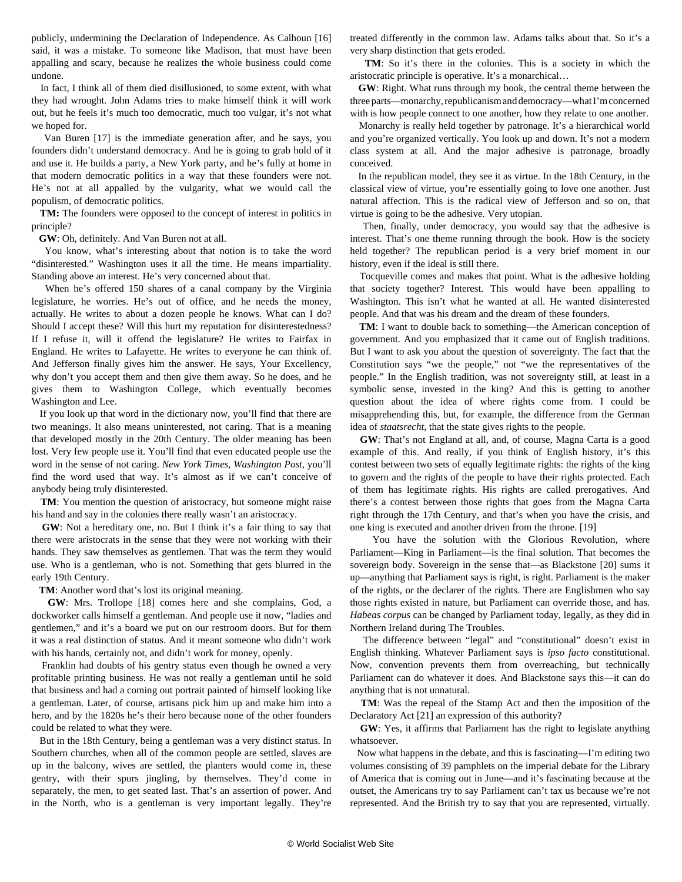publicly, undermining the Declaration of Independence. As Calhoun [16] said, it was a mistake. To someone like Madison, that must have been appalling and scary, because he realizes the whole business could come undone.

In fact, I think all of them died disillusioned, to some extent, with what they had wrought. John Adams tries to make himself think it will work out, but he feels it's much too democratic, much too vulgar, it's not what we hoped for.

Van Buren [17] is the immediate generation after, and he says, you founders didn't understand democracy. And he is going to grab hold of it and use it. He builds a party, a New York party, and he's fully at home in that modern democratic politics in a way that these founders were not. He's not at all appalled by the vulgarity, what we would call the populism, of democratic politics.

**TM:** The founders were opposed to the concept of interest in politics in principle?

**GW**: Oh, definitely. And Van Buren not at all.

You know, what's interesting about that notion is to take the word "disinterested." Washington uses it all the time. He means impartiality. Standing above an interest. He's very concerned about that.

When he's offered 150 shares of a canal company by the Virginia legislature, he worries. He's out of office, and he needs the money, actually. He writes to about a dozen people he knows. What can I do? Should I accept these? Will this hurt my reputation for disinterestedness? If I refuse it, will it offend the legislature? He writes to Fairfax in England. He writes to Lafayette. He writes to everyone he can think of. And Jefferson finally gives him the answer. He says, Your Excellency, why don't you accept them and then give them away. So he does, and he gives them to Washington College, which eventually becomes Washington and Lee.

If you look up that word in the dictionary now, you'll find that there are two meanings. It also means uninterested, not caring. That is a meaning that developed mostly in the 20th Century. The older meaning has been lost. Very few people use it. You'll find that even educated people use the word in the sense of not caring. *New York Times*, *Washington Post*, you'll find the word used that way. It's almost as if we can't conceive of anybody being truly disinterested.

**TM**: You mention the question of aristocracy, but someone might raise his hand and say in the colonies there really wasn't an aristocracy.

**GW**: Not a hereditary one, no. But I think it's a fair thing to say that there were aristocrats in the sense that they were not working with their hands. They saw themselves as gentlemen. That was the term they would use. Who is a gentleman, who is not. Something that gets blurred in the early 19th Century.

**TM**: Another word that's lost its original meaning.

**GW**: Mrs. Trollope [18] comes here and she complains, God, a dockworker calls himself a gentleman. And people use it now, "ladies and gentlemen," and it's a board we put on our restroom doors. But for them it was a real distinction of status. And it meant someone who didn't work with his hands, certainly not, and didn't work for money, openly.

Franklin had doubts of his gentry status even though he owned a very profitable printing business. He was not really a gentleman until he sold that business and had a coming out portrait painted of himself looking like a gentleman. Later, of course, artisans pick him up and make him into a hero, and by the 1820s he's their hero because none of the other founders could be related to what they were.

But in the 18th Century, being a gentleman was a very distinct status. In Southern churches, when all of the common people are settled, slaves are up in the balcony, wives are settled, the planters would come in, these gentry, with their spurs jingling, by themselves. They'd come in separately, the men, to get seated last. That's an assertion of power. And in the North, who is a gentleman is very important legally. They're treated differently in the common law. Adams talks about that. So it's a very sharp distinction that gets eroded.

**TM**: So it's there in the colonies. This is a society in which the aristocratic principle is operative. It's a monarchical…

**GW**: Right. What runs through my book, the central theme between the three parts—monarchy, republicanism and democracy—what I'm concerned with is how people connect to one another, how they relate to one another.

Monarchy is really held together by patronage. It's a hierarchical world and you're organized vertically. You look up and down. It's not a modern class system at all. And the major adhesive is patronage, broadly conceived.

In the republican model, they see it as virtue. In the 18th Century, in the classical view of virtue, you're essentially going to love one another. Just natural affection. This is the radical view of Jefferson and so on, that virtue is going to be the adhesive. Very utopian.

Then, finally, under democracy, you would say that the adhesive is interest. That's one theme running through the book. How is the society held together? The republican period is a very brief moment in our history, even if the ideal is still there.

Tocqueville comes and makes that point. What is the adhesive holding that society together? Interest. This would have been appalling to Washington. This isn't what he wanted at all. He wanted disinterested people. And that was his dream and the dream of these founders.

**TM**: I want to double back to something—the American conception of government. And you emphasized that it came out of English traditions. But I want to ask you about the question of sovereignty. The fact that the Constitution says "we the people," not "we the representatives of the people." In the English tradition, was not sovereignty still, at least in a symbolic sense, invested in the king? And this is getting to another question about the idea of where rights come from. I could be misapprehending this, but, for example, the difference from the German idea of *staatsrecht*, that the state gives rights to the people.

**GW**: That's not England at all, and, of course, Magna Carta is a good example of this. And really, if you think of English history, it's this contest between two sets of equally legitimate rights: the rights of the king to govern and the rights of the people to have their rights protected. Each of them has legitimate rights. His rights are called prerogatives. And there's a contest between those rights that goes from the Magna Carta right through the 17th Century, and that's when you have the crisis, and one king is executed and another driven from the throne. [19]

You have the solution with the Glorious Revolution, where Parliament—King in Parliament—is the final solution. That becomes the sovereign body. Sovereign in the sense that—as Blackstone [20] sums it up—anything that Parliament says is right, is right. Parliament is the maker of the rights, or the declarer of the rights. There are Englishmen who say those rights existed in nature, but Parliament can override those, and has. *Habeas corpus* can be changed by Parliament today, legally, as they did in Northern Ireland during The Troubles.

The difference between "legal" and "constitutional" doesn't exist in English thinking. Whatever Parliament says is *ipso facto* constitutional. Now, convention prevents them from overreaching, but technically Parliament can do whatever it does. And Blackstone says this—it can do anything that is not unnatural.

**TM**: Was the repeal of the Stamp Act and then the imposition of the Declaratory Act [21] an expression of this authority?

**GW**: Yes, it affirms that Parliament has the right to legislate anything whatsoever.

Now what happens in the debate, and this is fascinating—I'm editing two volumes consisting of 39 pamphlets on the imperial debate for the Library of America that is coming out in June—and it's fascinating because at the outset, the Americans try to say Parliament can't tax us because we're not represented. And the British try to say that you are represented, virtually.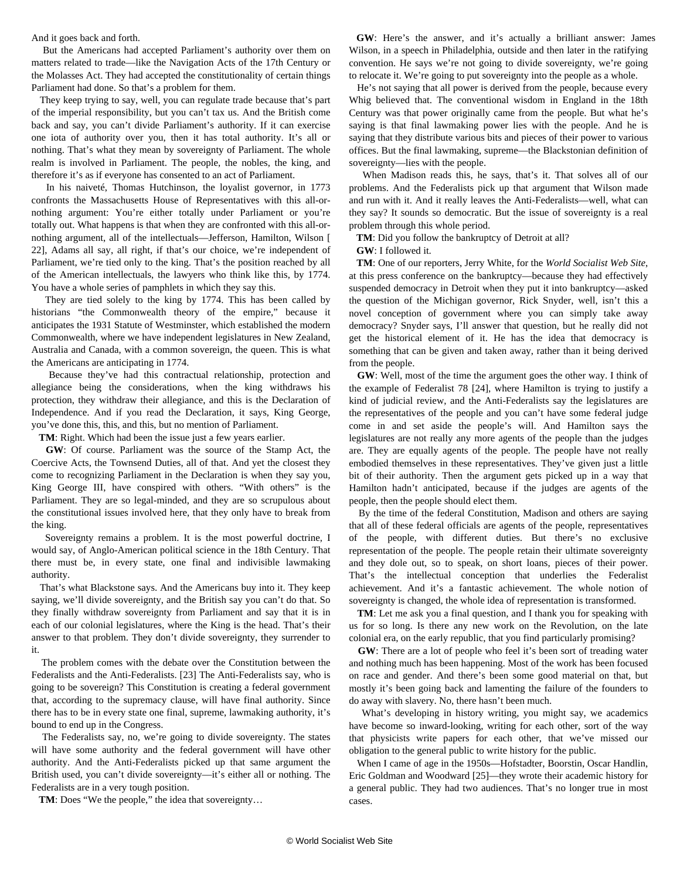And it goes back and forth.

But the Americans had accepted Parliament's authority over them on matters related to trade—like the Navigation Acts of the 17th Century or the Molasses Act. They had accepted the constitutionality of certain things Parliament had done. So that's a problem for them.

They keep trying to say, well, you can regulate trade because that's part of the imperial responsibility, but you can't tax us. And the British come back and say, you can't divide Parliament's authority. If it can exercise one iota of authority over you, then it has total authority. It's all or nothing. That's what they mean by sovereignty of Parliament. The whole realm is involved in Parliament. The people, the nobles, the king, and therefore it's as if everyone has consented to an act of Parliament.

In his naiveté, Thomas Hutchinson, the loyalist governor, in 1773 confronts the Massachusetts House of Representatives with this all-or-nothing argument: You're either totally under Parliament or you're totally out. What happens is that when they are confronted with this all-or-nothing argument, all of the intellectuals—Jefferson, Hamilton, Wilson [22], Adams all say, all right, if that's our choice, we're independent of Parliament, we're tied only to the king. That's the position reached by all of the American intellectuals, the lawyers who think like this, by 1774. You have a whole series of pamphlets in which they say this.

They are tied solely to the king by 1774. This has been called by historians "the Commonwealth theory of the empire," because it anticipates the 1931 Statute of Westminster, which established the modern Commonwealth, where we have independent legislatures in New Zealand, Australia and Canada, with a common sovereign, the queen. This is what the Americans are anticipating in 1774.

Because they've had this contractual relationship, protection and allegiance being the considerations, when the king withdraws his protection, they withdraw their allegiance, and this is the Declaration of Independence. And if you read the Declaration, it says, King George, you've done this, this, and this, but no mention of Parliament.

**TM**: Right. Which had been the issue just a few years earlier.

**GW**: Of course. Parliament was the source of the Stamp Act, the Coercive Acts, the Townsend Duties, all of that. And yet the closest they come to recognizing Parliament in the Declaration is when they say you, King George III, have conspired with others. "With others" is the Parliament. They are so legal-minded, and they are so scrupulous about the constitutional issues involved here, that they only have to break from the king.

Sovereignty remains a problem. It is the most powerful doctrine, I would say, of Anglo-American political science in the 18th Century. That there must be, in every state, one final and indivisible lawmaking authority.

That's what Blackstone says. And the Americans buy into it. They keep saying, we'll divide sovereignty, and the British say you can't do that. So they finally withdraw sovereignty from Parliament and say that it is in each of our colonial legislatures, where the King is the head. That's their answer to that problem. They don't divide sovereignty, they surrender to it.

The problem comes with the debate over the Constitution between the Federalists and the Anti-Federalists. [23] The Anti-Federalists say, who is going to be sovereign? This Constitution is creating a federal government that, according to the supremacy clause, will have final authority. Since there has to be in every state one final, supreme, lawmaking authority, it's bound to end up in the Congress.

The Federalists say, no, we're going to divide sovereignty. The states will have some authority and the federal government will have other authority. And the Anti-Federalists picked up that same argument the British used, you can't divide sovereignty—it's either all or nothing. The Federalists are in a very tough position.

**TM**: Does "We the people," the idea that sovereignty…

**GW**: Here's the answer, and it's actually a brilliant answer: James Wilson, in a speech in Philadelphia, outside and then later in the ratifying convention. He says we're not going to divide sovereignty, we're going to relocate it. We're going to put sovereignty into the people as a whole.

He's not saying that all power is derived from the people, because every Whig believed that. The conventional wisdom in England in the 18th Century was that power originally came from the people. But what he's saying is that final lawmaking power lies with the people. And he is saying that they distribute various bits and pieces of their power to various offices. But the final lawmaking, supreme—the Blackstonian definition of sovereignty—lies with the people.

When Madison reads this, he says, that's it. That solves all of our problems. And the Federalists pick up that argument that Wilson made and run with it. And it really leaves the Anti-Federalists—well, what can they say? It sounds so democratic. But the issue of sovereignty is a real problem through this whole period.

**TM**: Did you follow the bankruptcy of Detroit at all?

**GW**: I followed it.

**TM**: One of our reporters, Jerry White, for the *World Socialist Web Site*, at this press conference on the bankruptcy—because they had effectively suspended democracy in Detroit when they put it into bankruptcy—asked the question of the Michigan governor, Rick Snyder, well, isn't this a novel conception of government where you can simply take away democracy? Snyder says, I'll answer that question, but he really did not get the historical element of it. He has the idea that democracy is something that can be given and taken away, rather than it being derived from the people.

**GW**: Well, most of the time the argument goes the other way. I think of the example of Federalist 78 [24], where Hamilton is trying to justify a kind of judicial review, and the Anti-Federalists say the legislatures are the representatives of the people and you can't have some federal judge come in and set aside the people's will. And Hamilton says the legislatures are not really any more agents of the people than the judges are. They are equally agents of the people. The people have not really embodied themselves in these representatives. They've given just a little bit of their authority. Then the argument gets picked up in a way that Hamilton hadn't anticipated, because if the judges are agents of the people, then the people should elect them.

By the time of the federal Constitution, Madison and others are saying that all of these federal officials are agents of the people, representatives of the people, with different duties. But there's no exclusive representation of the people. The people retain their ultimate sovereignty and they dole out, so to speak, on short loans, pieces of their power. That's the intellectual conception that underlies the Federalist achievement. And it's a fantastic achievement. The whole notion of sovereignty is changed, the whole idea of representation is transformed.

**TM**: Let me ask you a final question, and I thank you for speaking with us for so long. Is there any new work on the Revolution, on the late colonial era, on the early republic, that you find particularly promising?

**GW**: There are a lot of people who feel it's been sort of treading water and nothing much has been happening. Most of the work has been focused on race and gender. And there's been some good material on that, but mostly it's been going back and lamenting the failure of the founders to do away with slavery. No, there hasn't been much.

What's developing in history writing, you might say, we academics have become so inward-looking, writing for each other, sort of the way that physicists write papers for each other, that we've missed our obligation to the general public to write history for the public.

When I came of age in the 1950s—Hofstadter, Boorstin, Oscar Handlin, Eric Goldman and Woodward [25]—they wrote their academic history for a general public. They had two audiences. That's no longer true in most cases.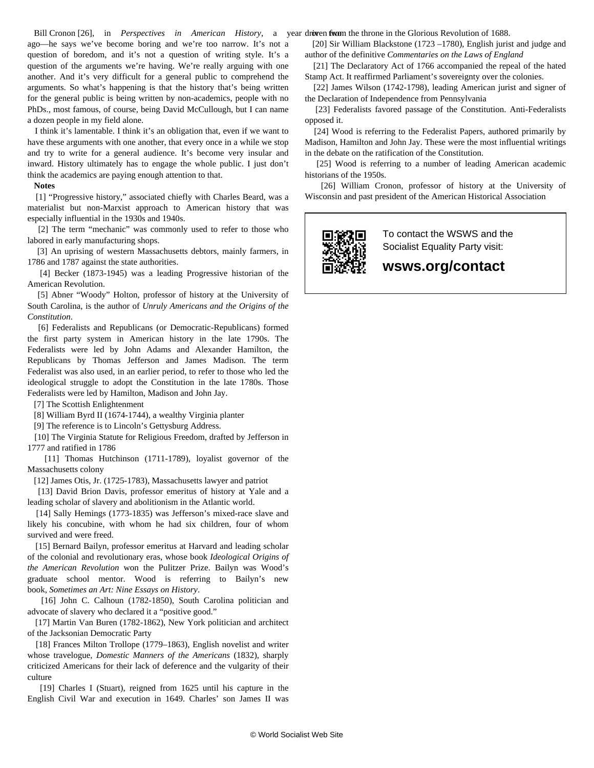Bill Cronon [26], in *Perspectives in American History*, a year or two ago—he says we've become boring and we're too narrow. It's not a question of boredom, and it's not a question of writing style. It's a question of the arguments we're having. We're really arguing with one another. And it's very difficult for a general public to comprehend the arguments. So what's happening is that the history that's being written for the general public is being written by non-academics, people with no PhDs., most famous, of course, being David McCullough, but I can name a dozen people in my field alone.

I think it's lamentable. I think it's an obligation that, even if we want to have these arguments with one another, that every once in a while we stop and try to write for a general audience. It's become very insular and inward. History ultimately has to engage the whole public. I just don't think the academics are paying enough attention to that.

**Notes**

[1] "Progressive history," associated chiefly with Charles Beard, was a materialist but non-Marxist approach to American history that was especially influential in the 1930s and 1940s.

[2] The term "mechanic" was commonly used to refer to those who labored in early manufacturing shops.

[3] An uprising of western Massachusetts debtors, mainly farmers, in 1786 and 1787 against the state authorities.

[4] Becker (1873-1945) was a leading Progressive historian of the American Revolution.

[5] Abner "Woody" Holton, professor of history at the University of South Carolina, is the author of *Unruly Americans and the Origins of the Constitution*.

[6] Federalists and Republicans (or Democratic-Republicans) formed the first party system in American history in the late 1790s. The Federalists were led by John Adams and Alexander Hamilton, the Republicans by Thomas Jefferson and James Madison. The term Federalist was also used, in an earlier period, to refer to those who led the ideological struggle to adopt the Constitution in the late 1780s. Those Federalists were led by Hamilton, Madison and John Jay.

[7] The Scottish Enlightenment

[8] William Byrd II (1674-1744), a wealthy Virginia planter

[9] The reference is to Lincoln's Gettysburg Address.

[10] The Virginia Statute for Religious Freedom, drafted by Jefferson in 1777 and ratified in 1786

[11] Thomas Hutchinson (1711-1789), loyalist governor of the Massachusetts colony

[12] James Otis, Jr. (1725-1783), Massachusetts lawyer and patriot

[13] David Brion Davis, professor emeritus of history at Yale and a leading scholar of slavery and abolitionism in the Atlantic world.

[14] Sally Hemings (1773-1835) was Jefferson's mixed-race slave and likely his concubine, with whom he had six children, four of whom survived and were freed.

[15] Bernard Bailyn, professor emeritus at Harvard and leading scholar of the colonial and revolutionary eras, whose book *Ideological Origins of the American Revolution* won the Pulitzer Prize. Bailyn was Wood's graduate school mentor. Wood is referring to Bailyn's new book, *Sometimes an Art: Nine Essays on History*.

[16] John C. Calhoun (1782-1850), South Carolina politician and advocate of slavery who declared it a "positive good."

[17] Martin Van Buren (1782-1862), New York politician and architect of the Jacksonian Democratic Party

[18] Frances Milton Trollope (1779–1863), English novelist and writer whose travelogue, *Domestic Manners of the Americans* (1832), sharply criticized Americans for their lack of deference and the vulgarity of their culture

[19] Charles I (Stuart), reigned from 1625 until his capture in the English Civil War and execution in 1649. Charles' son James II was driven from the throne in the Glorious Revolution of 1688.

[20] Sir William Blackstone (1723 –1780), English jurist and judge and author of the definitive *Commentaries on the Laws of England*

[21] The Declaratory Act of 1766 accompanied the repeal of the hated Stamp Act. It reaffirmed Parliament's sovereignty over the colonies.

[22] James Wilson (1742-1798), leading American jurist and signer of the Declaration of Independence from Pennsylvania

[23] Federalists favored passage of the Constitution. Anti-Federalists opposed it.

[24] Wood is referring to the Federalist Papers, authored primarily by Madison, Hamilton and John Jay. These were the most influential writings in the debate on the ratification of the Constitution.

[25] Wood is referring to a number of leading American academic historians of the 1950s.

[26] William Cronon, professor of history at the University of Wisconsin and past president of the American Historical Association

To contact the WSWS and the Socialist Equality Party visit:

**wsws.org/contact**